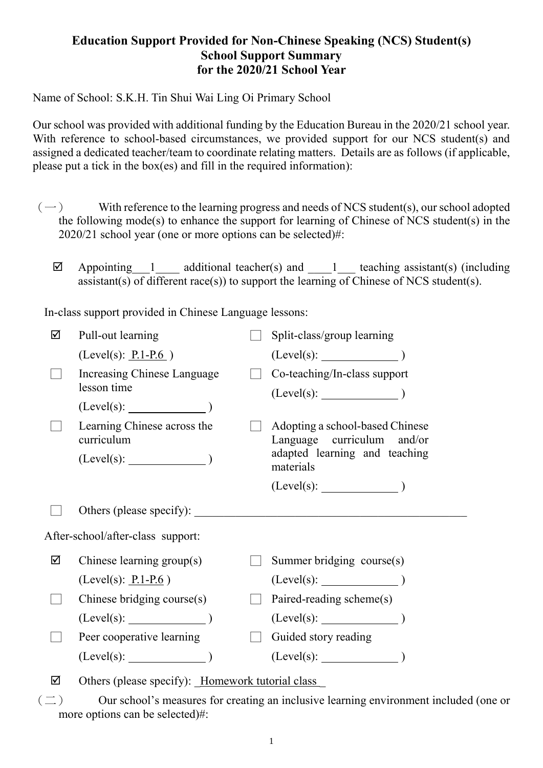# Education Support Provided for Non-Chinese Speaking (NCS) Student(s)
## School Support Summary
## for the 2020/21 School Year

Name of School: S.K.H. Tin Shui Wai Ling Oi Primary School

Our school was provided with additional funding by the Education Bureau in the 2020/21 school year. With reference to school-based circumstances, we provided support for our NCS student(s) and assigned a dedicated teacher/team to coordinate relating matters. Details are as follows (if applicable, please put a tick in the box(es) and fill in the required information):

（一） With reference to the learning progress and needs of NCS student(s), our school adopted the following mode(s) to enhance the support for learning of Chinese of NCS student(s) in the 2020/21 school year (one or more options can be selected)#:

☑ Appointing ___1____ additional teacher(s) and ____1___ teaching assistant(s) (including assistant(s) of different race(s)) to support the learning of Chinese of NCS student(s).

In-class support provided in Chinese Language lessons:

- ☑ Pull-out learning (Level(s): P.1-P.6 )
- ☐ Split-class/group learning (Level(s): ____________ )
- ☐ Increasing Chinese Language lesson time (Level(s): ____________ )
- ☐ Co-teaching/In-class support (Level(s): ____________ )
- ☐ Learning Chinese across the curriculum (Level(s): ____________ )
- ☐ Adopting a school-based Chinese Language curriculum and/or adapted learning and teaching materials (Level(s): ____________ )
- ☐ Others (please specify): ______________________________

After-school/after-class support:

- ☑ Chinese learning group(s) (Level(s): P.1-P.6 )
- ☐ Summer bridging course(s) (Level(s): ____________ )
- ☐ Chinese bridging course(s) (Level(s): ____________ )
- ☐ Paired-reading scheme(s) (Level(s): ____________ )
- ☐ Peer cooperative learning (Level(s): ____________ )
- ☐ Guided story reading (Level(s): ____________ )
- ☑ Others (please specify): Homework tutorial class

（二） Our school's measures for creating an inclusive learning environment included (one or more options can be selected)#: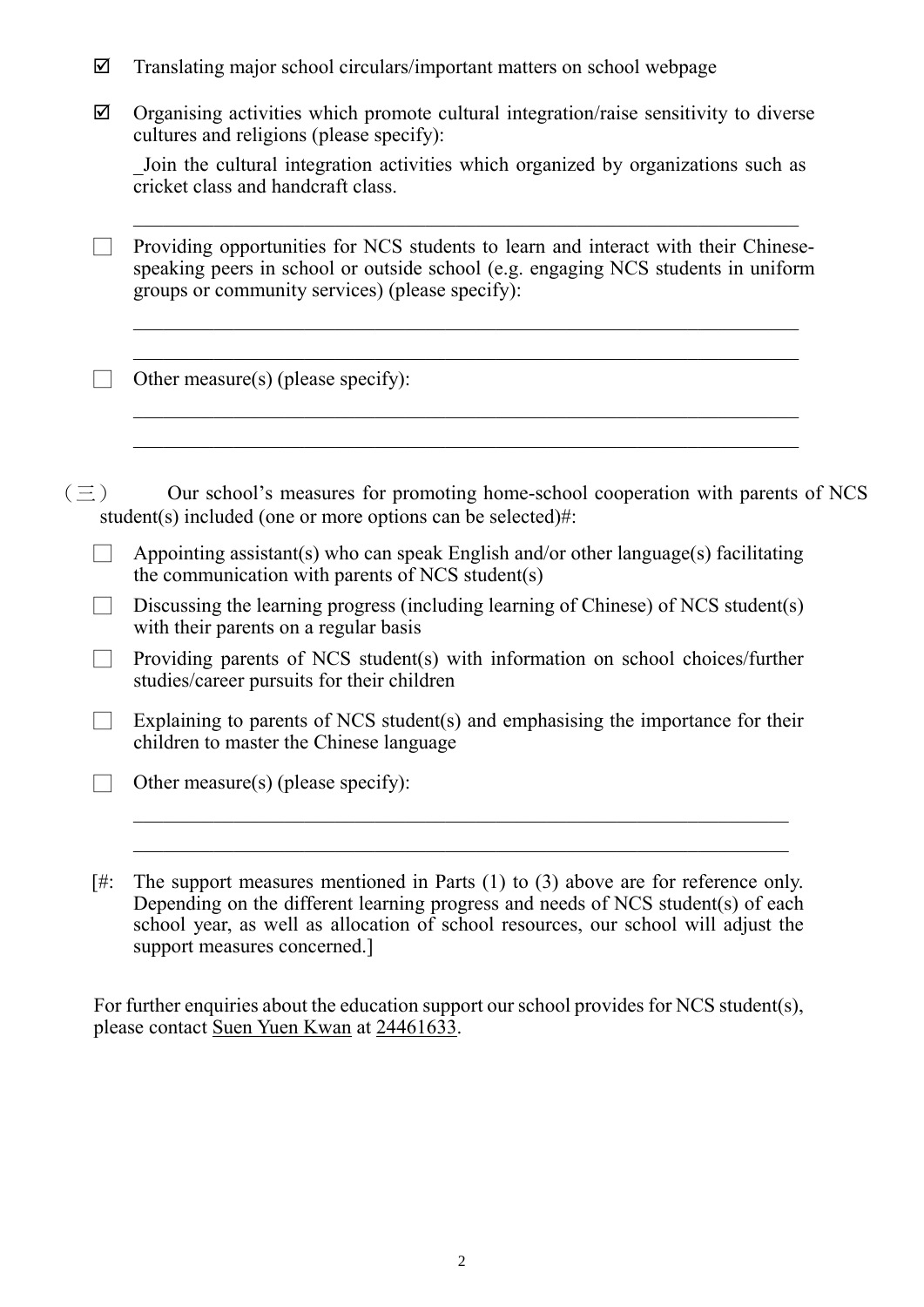- ☑ Translating major school circulars/important matters on school webpage

- ☑ Organising activities which promote cultural integration/raise sensitivity to diverse cultures and religions (please specify):

  _Join the cultural integration activities which organized by organizations such as cricket class and handcraft class.

  ___________________________________________________________________

- ☐ Providing opportunities for NCS students to learn and interact with their Chinese-speaking peers in school or outside school (e.g. engaging NCS students in uniform groups or community services) (please specify):

  ___________________________________________________________________

  ___________________________________________________________________

- ☐ Other measure(s) (please specify):

  ___________________________________________________________________

  ___________________________________________________________________

（三） Our school's measures for promoting home-school cooperation with parents of NCS student(s) included (one or more options can be selected)#:

- ☐ Appointing assistant(s) who can speak English and/or other language(s) facilitating the communication with parents of NCS student(s)

- ☐ Discussing the learning progress (including learning of Chinese) of NCS student(s) with their parents on a regular basis

- ☐ Providing parents of NCS student(s) with information on school choices/further studies/career pursuits for their children

- ☐ Explaining to parents of NCS student(s) and emphasising the importance for their children to master the Chinese language

- ☐ Other measure(s) (please specify):

  ___________________________________________________________________

  ___________________________________________________________________

[#: The support measures mentioned in Parts (1) to (3) above are for reference only. Depending on the different learning progress and needs of NCS student(s) of each school year, as well as allocation of school resources, our school will adjust the support measures concerned.]

For further enquiries about the education support our school provides for NCS student(s), please contact Suen Yuen Kwan at 24461633.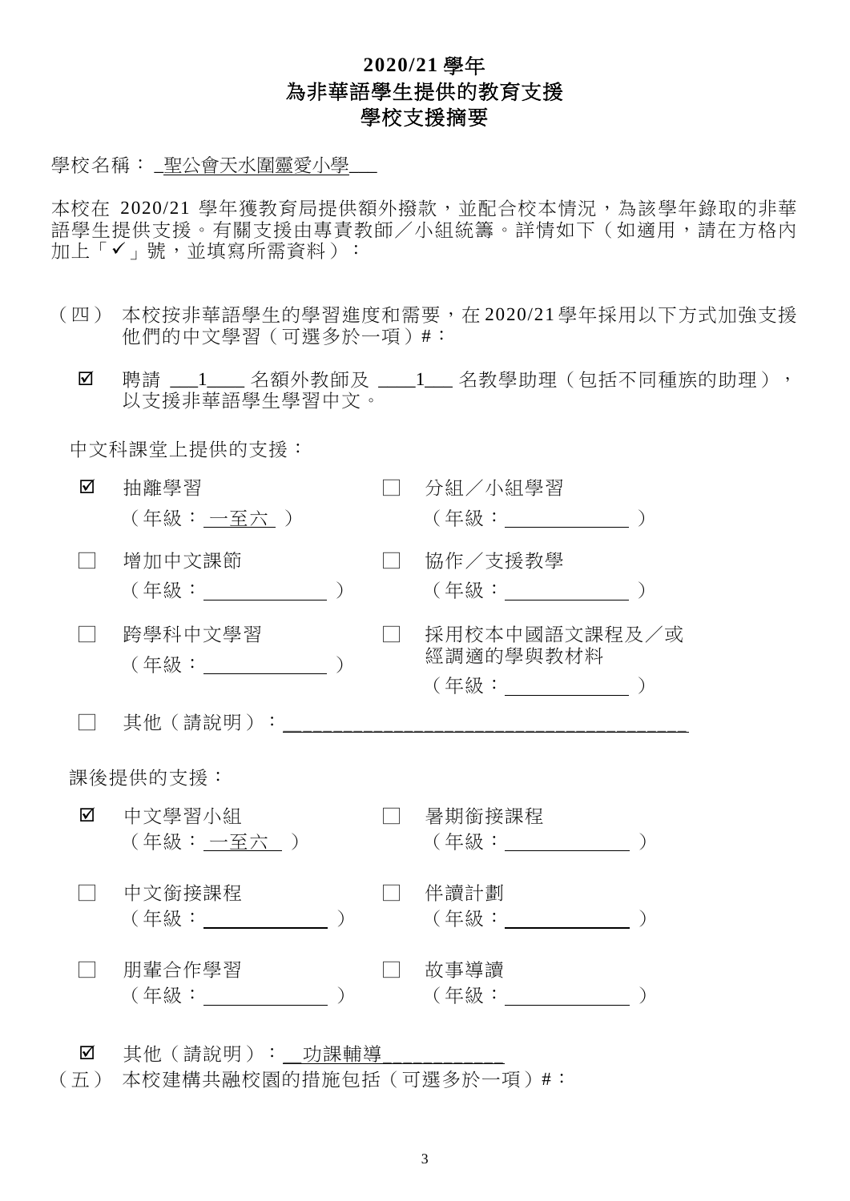# 2020/21 學年
# 為非華語學生提供的教育支援
# 學校支援摘要

學校名稱： 聖公會天水圍靈愛小學

本校在 2020/21 學年獲教育局提供額外撥款，並配合校本情況，為該學年錄取的非華語學生提供支援。有關支援由專責教師／小組統籌。詳情如下（如適用，請在方格內加上「✓」號，並填寫所需資料）：

（四） 本校按非華語學生的學習進度和需要，在 2020/21 學年採用以下方式加強支援他們的中文學習（可選多於一項）#：

☑ 聘請 1 名額外教師及 1 名教學助理（包括不同種族的助理），以支援非華語學生學習中文。

中文科課堂上提供的支援：

☑ 抽離學習（年級： 一至六 ）

☐ 分組／小組學習（年級：＿＿＿＿＿）

☐ 增加中文課節（年級：＿＿＿＿＿）

☐ 協作／支援教學（年級：＿＿＿＿＿）

☐ 跨學科中文學習（年級：＿＿＿＿＿）

☐ 採用校本中國語文課程及／或經調適的學與教材料（年級：＿＿＿＿＿）

☐ 其他（請說明）：＿＿＿＿＿＿＿＿＿＿＿＿＿＿＿＿

課後提供的支援：

☑ 中文學習小組（年級： 一至六 ）

☐ 暑期銜接課程（年級：＿＿＿＿＿）

☐ 中文銜接課程（年級：＿＿＿＿＿）

☐ 伴讀計劃（年級：＿＿＿＿＿）

☐ 朋輩合作學習（年級：＿＿＿＿＿）

☐ 故事導讀（年級：＿＿＿＿＿）

☑ 其他（請說明）： 功課輔導

（五） 本校建構共融校園的措施包括（可選多於一項）#：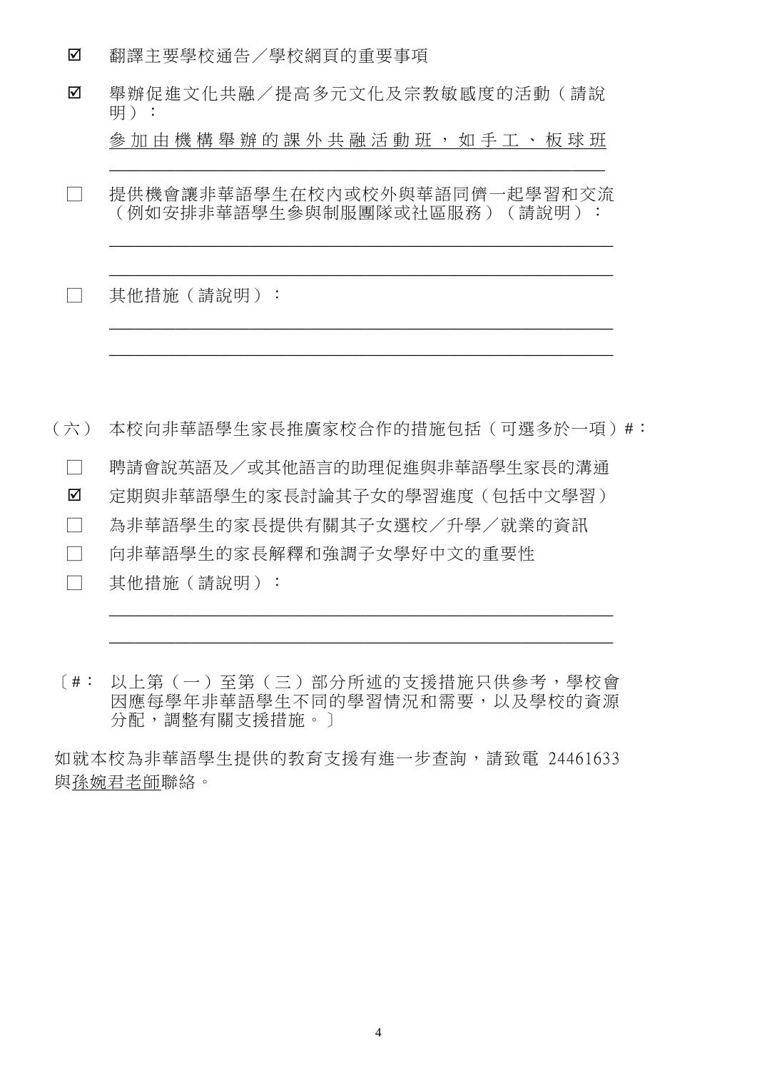- ☑ 翻譯主要學校通告／學校網頁的重要事項
- ☑ 舉辦促進文化共融／提高多元文化及宗教敏感度的活動（請說明）：

  參加由機構舉辦的課外共融活動班，如手工、板球班

  \_\_\_\_\_\_\_\_\_\_\_\_\_\_\_\_\_\_\_\_\_\_\_\_\_\_\_\_\_\_\_\_\_\_\_\_\_\_\_\_

- ☐ 提供機會讓非華語學生在校內或校外與華語同儕一起學習和交流（例如安排非華語學生參與制服團隊或社區服務）（請說明）：

  \_\_\_\_\_\_\_\_\_\_\_\_\_\_\_\_\_\_\_\_\_\_\_\_\_\_\_\_\_\_\_\_\_\_\_\_\_\_\_\_

  \_\_\_\_\_\_\_\_\_\_\_\_\_\_\_\_\_\_\_\_\_\_\_\_\_\_\_\_\_\_\_\_\_\_\_\_\_\_\_\_

- ☐ 其他措施（請說明）：

  \_\_\_\_\_\_\_\_\_\_\_\_\_\_\_\_\_\_\_\_\_\_\_\_\_\_\_\_\_\_\_\_\_\_\_\_\_\_\_\_

  \_\_\_\_\_\_\_\_\_\_\_\_\_\_\_\_\_\_\_\_\_\_\_\_\_\_\_\_\_\_\_\_\_\_\_\_\_\_\_\_

（六） 本校向非華語學生家長推廣家校合作的措施包括（可選多於一項）#：

- ☐ 聘請會說英語及／或其他語言的助理促進與非華語學生家長的溝通
- ☑ 定期與非華語學生的家長討論其子女的學習進度（包括中文學習）
- ☐ 為非華語學生的家長提供有關其子女選校／升學／就業的資訊
- ☐ 向非華語學生的家長解釋和強調子女學好中文的重要性
- ☐ 其他措施（請說明）：

  \_\_\_\_\_\_\_\_\_\_\_\_\_\_\_\_\_\_\_\_\_\_\_\_\_\_\_\_\_\_\_\_\_\_\_\_\_\_\_\_

  \_\_\_\_\_\_\_\_\_\_\_\_\_\_\_\_\_\_\_\_\_\_\_\_\_\_\_\_\_\_\_\_\_\_\_\_\_\_\_\_

〔#： 以上第（一）至第（三）部分所述的支援措施只供參考，學校會因應每學年非華語學生不同的學習情況和需要，以及學校的資源分配，調整有關支援措施。〕

如就本校為非華語學生提供的教育支援有進一步查詢，請致電 24461633 與孫婉君老師聯絡。